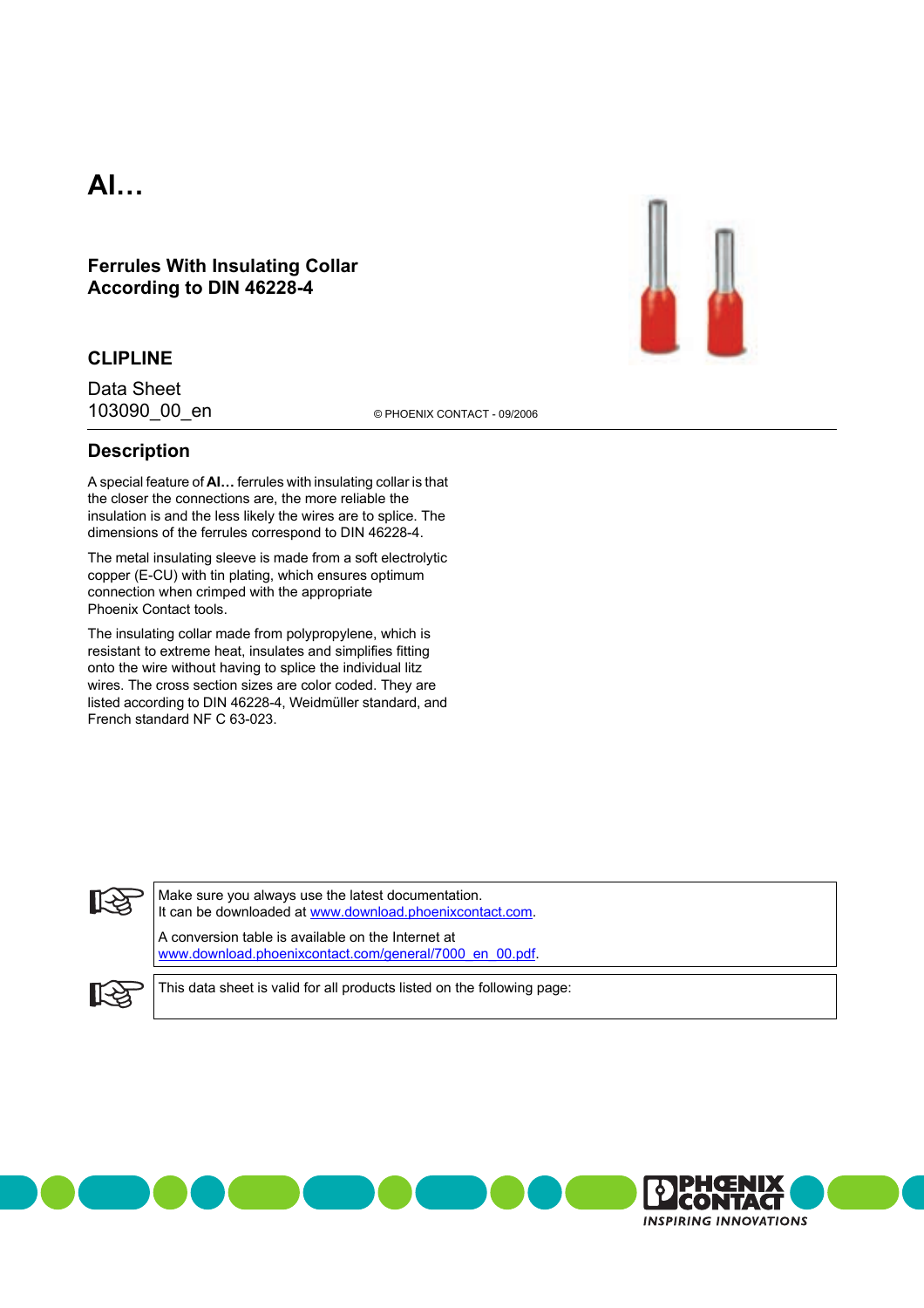# AI...

## Ferrules With Insulating Collar According to DIN 46228-4

## CLIPLINE

Data Sheet
103090_00_en

© PHOENIX CONTACT - 09/2006

## Description

A special feature of **AI...** ferrules with insulating collar is that the closer the connections are, the more reliable the insulation is and the less likely the wires are to splice. The dimensions of the ferrules correspond to DIN 46228-4.

The metal insulating sleeve is made from a soft electrolytic copper (E-CU) with tin plating, which ensures optimum connection when crimped with the appropriate Phoenix Contact tools.

The insulating collar made from polypropylene, which is resistant to extreme heat, insulates and simplifies fitting onto the wire without having to splice the individual litz wires. The cross section sizes are color coded. They are listed according to DIN 46228-4, Weidmüller standard, and French standard NF C 63-023.

Make sure you always use the latest documentation.
It can be downloaded at www.download.phoenixcontact.com.

A conversion table is available on the Internet at
www.download.phoenixcontact.com/general/7000_en_00.pdf.

This data sheet is valid for all products listed on the following page: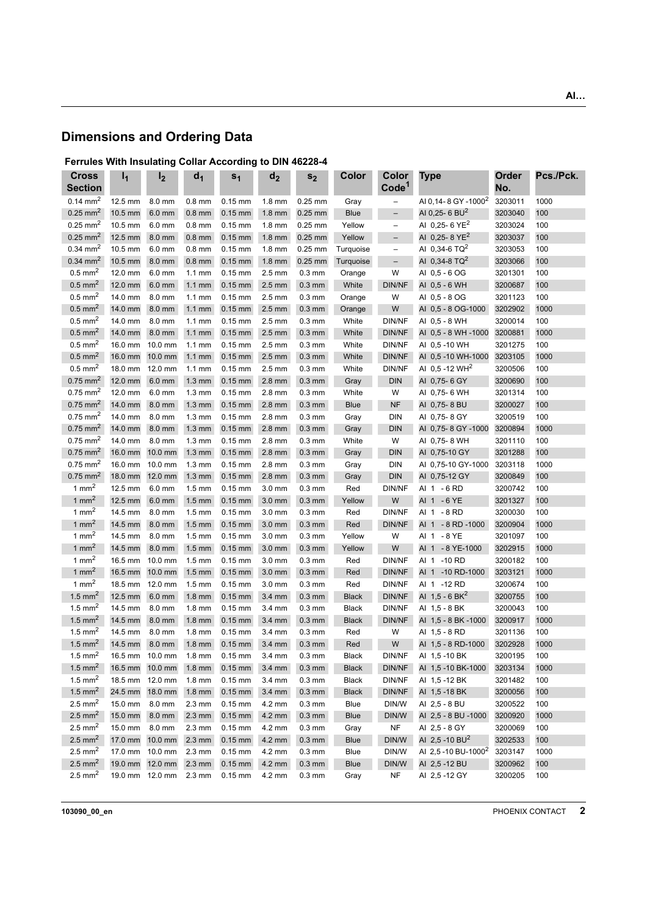## Dimensions and Ordering Data

### Ferrules With Insulating Collar According to DIN 46228-4

| Cross Section | $l_1$ | $l_2$ | $d_1$ | $s_1$ | $d_2$ | $s_2$ | Color | Color Code[1] | Type | Order No. | Pcs./Pck. |
|---|---|---|---|---|---|---|---|---|---|---|---|
| 0.14 $mm^2$ | 12.5 mm | 8.0 mm | 0.8 mm | 0.15 mm | 1.8 mm | 0.25 mm | Gray | – | AI 0,14- 8 GY -1000[2] | 3203011 | 1000 |
| 0.25 $mm^2$ | 10.5 mm | 6.0 mm | 0.8 mm | 0.15 mm | 1.8 mm | 0.25 mm | Blue | – | AI 0,25- 6 BU[2] | 3203040 | 100 |
| 0.25 $mm^2$ | 10.5 mm | 6.0 mm | 0.8 mm | 0.15 mm | 1.8 mm | 0.25 mm | Yellow | – | AI 0,25- 6 YE[2] | 3203024 | 100 |
| 0.25 $mm^2$ | 12.5 mm | 8.0 mm | 0.8 mm | 0.15 mm | 1.8 mm | 0.25 mm | Yellow | – | AI 0,25- 8 YE[2] | 3203037 | 100 |
| 0.34 $mm^2$ | 10.5 mm | 6.0 mm | 0.8 mm | 0.15 mm | 1.8 mm | 0.25 mm | Turquoise | – | AI 0,34-6 TQ[2] | 3203053 | 100 |
| 0.34 $mm^2$ | 10.5 mm | 8.0 mm | 0.8 mm | 0.15 mm | 1.8 mm | 0.25 mm | Turquoise | – | AI 0,34-8 TQ[2] | 3203066 | 100 |
| 0.5 $mm^2$ | 12.0 mm | 6.0 mm | 1.1 mm | 0.15 mm | 2.5 mm | 0.3 mm | Orange | W | AI 0,5 - 6 OG | 3201301 | 100 |
| 0.5 $mm^2$ | 12.0 mm | 6.0 mm | 1.1 mm | 0.15 mm | 2.5 mm | 0.3 mm | White | DIN/NF | AI 0,5 - 6 WH | 3200687 | 100 |
| 0.5 $mm^2$ | 14.0 mm | 8.0 mm | 1.1 mm | 0.15 mm | 2.5 mm | 0.3 mm | Orange | W | AI 0,5 - 8 OG | 3201123 | 100 |
| 0.5 $mm^2$ | 14.0 mm | 8.0 mm | 1.1 mm | 0.15 mm | 2.5 mm | 0.3 mm | Orange | W | AI 0,5 - 8 OG-1000 | 3202902 | 1000 |
| 0.5 $mm^2$ | 14.0 mm | 8.0 mm | 1.1 mm | 0.15 mm | 2.5 mm | 0.3 mm | White | DIN/NF | AI 0,5 - 8 WH | 3200014 | 100 |
| 0.5 $mm^2$ | 14.0 mm | 8.0 mm | 1.1 mm | 0.15 mm | 2.5 mm | 0.3 mm | White | DIN/NF | AI 0,5 - 8 WH -1000 | 3200881 | 1000 |
| 0.5 $mm^2$ | 16.0 mm | 10.0 mm | 1.1 mm | 0.15 mm | 2.5 mm | 0.3 mm | White | DIN/NF | AI 0,5 -10 WH | 3201275 | 100 |
| 0.5 $mm^2$ | 16.0 mm | 10.0 mm | 1.1 mm | 0.15 mm | 2.5 mm | 0.3 mm | White | DIN/NF | AI 0,5 -10 WH-1000 | 3203105 | 1000 |
| 0.5 $mm^2$ | 18.0 mm | 12.0 mm | 1.1 mm | 0.15 mm | 2.5 mm | 0.3 mm | White | DIN/NF | AI 0,5 -12 WH[2] | 3200506 | 100 |
| 0.75 $mm^2$ | 12.0 mm | 6.0 mm | 1.3 mm | 0.15 mm | 2.8 mm | 0.3 mm | Gray | DIN | AI 0,75- 6 GY | 3200690 | 100 |
| 0.75 $mm^2$ | 12.0 mm | 6.0 mm | 1.3 mm | 0.15 mm | 2.8 mm | 0.3 mm | White | W | AI 0,75- 6 WH | 3201314 | 100 |
| 0.75 $mm^2$ | 14.0 mm | 8.0 mm | 1.3 mm | 0.15 mm | 2.8 mm | 0.3 mm | Blue | NF | AI 0,75- 8 BU | 3200027 | 100 |
| 0.75 $mm^2$ | 14.0 mm | 8.0 mm | 1.3 mm | 0.15 mm | 2.8 mm | 0.3 mm | Gray | DIN | AI 0,75- 8 GY | 3200519 | 100 |
| 0.75 $mm^2$ | 14.0 mm | 8.0 mm | 1.3 mm | 0.15 mm | 2.8 mm | 0.3 mm | Gray | DIN | AI 0,75- 8 GY -1000 | 3200894 | 1000 |
| 0.75 $mm^2$ | 14.0 mm | 8.0 mm | 1.3 mm | 0.15 mm | 2.8 mm | 0.3 mm | White | W | AI 0,75- 8 WH | 3201110 | 100 |
| 0.75 $mm^2$ | 16.0 mm | 10.0 mm | 1.3 mm | 0.15 mm | 2.8 mm | 0.3 mm | Gray | DIN | AI 0,75-10 GY | 3201288 | 100 |
| 0.75 $mm^2$ | 16.0 mm | 10.0 mm | 1.3 mm | 0.15 mm | 2.8 mm | 0.3 mm | Gray | DIN | AI 0,75-10 GY-1000 | 3203118 | 1000 |
| 0.75 $mm^2$ | 18.0 mm | 12.0 mm | 1.3 mm | 0.15 mm | 2.8 mm | 0.3 mm | Gray | DIN | AI 0,75-12 GY | 3200849 | 100 |
| 1 $mm^2$ | 12.5 mm | 6.0 mm | 1.5 mm | 0.15 mm | 3.0 mm | 0.3 mm | Red | DIN/NF | AI 1 - 6 RD | 3200742 | 100 |
| 1 $mm^2$ | 12.5 mm | 6.0 mm | 1.5 mm | 0.15 mm | 3.0 mm | 0.3 mm | Yellow | W | AI 1 - 6 YE | 3201327 | 100 |
| 1 $mm^2$ | 14.5 mm | 8.0 mm | 1.5 mm | 0.15 mm | 3.0 mm | 0.3 mm | Red | DIN/NF | AI 1 - 8 RD | 3200030 | 100 |
| 1 $mm^2$ | 14.5 mm | 8.0 mm | 1.5 mm | 0.15 mm | 3.0 mm | 0.3 mm | Red | DIN/NF | AI 1 - 8 RD -1000 | 3200904 | 1000 |
| 1 $mm^2$ | 14.5 mm | 8.0 mm | 1.5 mm | 0.15 mm | 3.0 mm | 0.3 mm | Yellow | W | AI 1 - 8 YE | 3201097 | 100 |
| 1 $mm^2$ | 14.5 mm | 8.0 mm | 1.5 mm | 0.15 mm | 3.0 mm | 0.3 mm | Yellow | W | AI 1 - 8 YE-1000 | 3202915 | 1000 |
| 1 $mm^2$ | 16.5 mm | 10.0 mm | 1.5 mm | 0.15 mm | 3.0 mm | 0.3 mm | Red | DIN/NF | AI 1 -10 RD | 3200182 | 100 |
| 1 $mm^2$ | 16.5 mm | 10.0 mm | 1.5 mm | 0.15 mm | 3.0 mm | 0.3 mm | Red | DIN/NF | AI 1 -10 RD-1000 | 3203121 | 1000 |
| 1 $mm^2$ | 18.5 mm | 12.0 mm | 1.5 mm | 0.15 mm | 3.0 mm | 0.3 mm | Red | DIN/NF | AI 1 -12 RD | 3200674 | 100 |
| 1.5 $mm^2$ | 12.5 mm | 6.0 mm | 1.8 mm | 0.15 mm | 3.4 mm | 0.3 mm | Black | DIN/NF | AI 1,5 - 6 BK[2] | 3200755 | 100 |
| 1.5 $mm^2$ | 14.5 mm | 8.0 mm | 1.8 mm | 0.15 mm | 3.4 mm | 0.3 mm | Black | DIN/NF | AI 1,5 - 8 BK | 3200043 | 100 |
| 1.5 $mm^2$ | 14.5 mm | 8.0 mm | 1.8 mm | 0.15 mm | 3.4 mm | 0.3 mm | Black | DIN/NF | AI 1,5 - 8 BK -1000 | 3200917 | 1000 |
| 1.5 $mm^2$ | 14.5 mm | 8.0 mm | 1.8 mm | 0.15 mm | 3.4 mm | 0.3 mm | Red | W | AI 1,5 - 8 RD | 3201136 | 100 |
| 1.5 $mm^2$ | 14.5 mm | 8.0 mm | 1.8 mm | 0.15 mm | 3.4 mm | 0.3 mm | Red | W | AI 1,5 - 8 RD-1000 | 3202928 | 1000 |
| 1.5 $mm^2$ | 16.5 mm | 10.0 mm | 1.8 mm | 0.15 mm | 3.4 mm | 0.3 mm | Black | DIN/NF | AI 1,5 -10 BK | 3200195 | 100 |
| 1.5 $mm^2$ | 16.5 mm | 10.0 mm | 1.8 mm | 0.15 mm | 3.4 mm | 0.3 mm | Black | DIN/NF | AI 1,5 -10 BK-1000 | 3203134 | 1000 |
| 1.5 $mm^2$ | 18.5 mm | 12.0 mm | 1.8 mm | 0.15 mm | 3.4 mm | 0.3 mm | Black | DIN/NF | AI 1,5 -12 BK | 3201482 | 100 |
| 1.5 $mm^2$ | 24.5 mm | 18.0 mm | 1.8 mm | 0.15 mm | 3.4 mm | 0.3 mm | Black | DIN/NF | AI 1,5 -18 BK | 3200056 | 100 |
| 2.5 $mm^2$ | 15.0 mm | 8.0 mm | 2.3 mm | 0.15 mm | 4.2 mm | 0.3 mm | Blue | DIN/W | AI 2,5 - 8 BU | 3200522 | 100 |
| 2.5 $mm^2$ | 15.0 mm | 8.0 mm | 2.3 mm | 0.15 mm | 4.2 mm | 0.3 mm | Blue | DIN/W | AI 2,5 - 8 BU -1000 | 3200920 | 1000 |
| 2.5 $mm^2$ | 15.0 mm | 8.0 mm | 2.3 mm | 0.15 mm | 4.2 mm | 0.3 mm | Gray | NF | AI 2,5 - 8 GY | 3200069 | 100 |
| 2.5 $mm^2$ | 17.0 mm | 10.0 mm | 2.3 mm | 0.15 mm | 4.2 mm | 0.3 mm | Blue | DIN/W | AI 2,5 -10 BU[2] | 3202533 | 100 |
| 2.5 $mm^2$ | 17.0 mm | 10.0 mm | 2.3 mm | 0.15 mm | 4.2 mm | 0.3 mm | Blue | DIN/W | AI 2,5 -10 BU-1000[2] | 3203147 | 1000 |
| 2.5 $mm^2$ | 19.0 mm | 12.0 mm | 2.3 mm | 0.15 mm | 4.2 mm | 0.3 mm | Blue | DIN/W | AI 2,5 -12 BU | 3200962 | 100 |
| 2.5 $mm^2$ | 19.0 mm | 12.0 mm | 2.3 mm | 0.15 mm | 4.2 mm | 0.3 mm | Gray | NF | AI 2,5 -12 GY | 3200205 | 100 |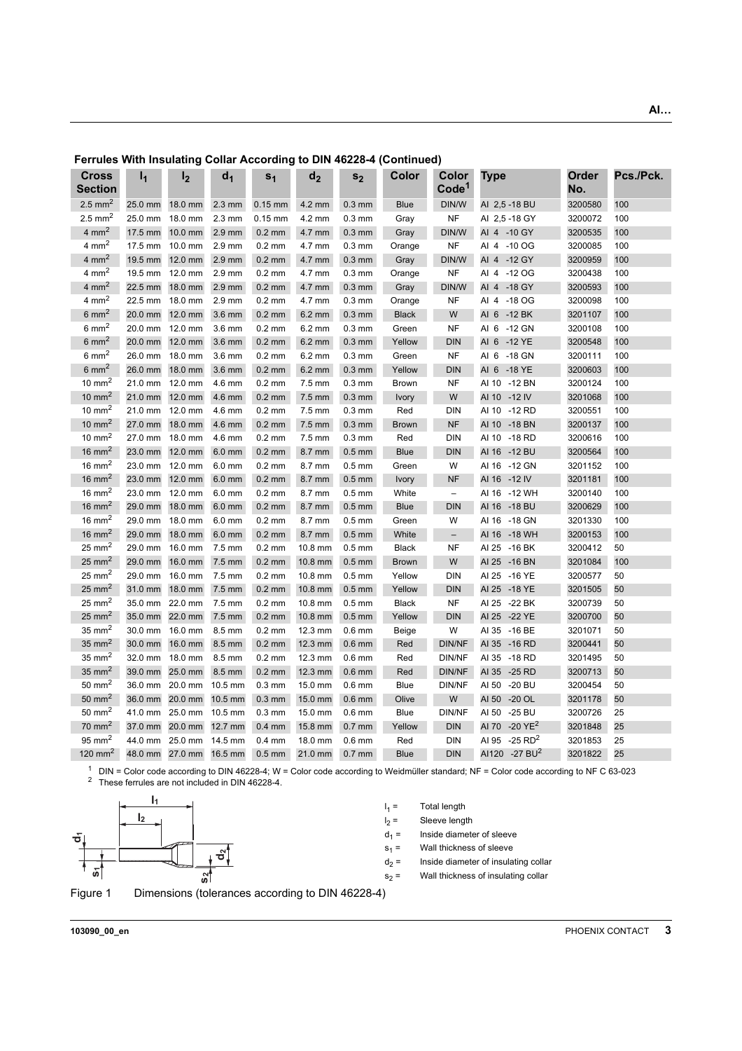## Ferrules With Insulating Collar According to DIN 46228-4 (Continued)

| Cross Section | $l_1$ | $l_2$ | $d_1$ | $s_1$ | $d_2$ | $s_2$ | Color | Color Code[1] | Type | Order No. | Pcs./Pck. |
|---|---|---|---|---|---|---|---|---|---|---|---|
| 2.5 mm² | 25.0 mm | 18.0 mm | 2.3 mm | 0.15 mm | 4.2 mm | 0.3 mm | Blue | DIN/W | AI 2,5 -18 BU | 3200580 | 100 |
| 2.5 mm² | 25.0 mm | 18.0 mm | 2.3 mm | 0.15 mm | 4.2 mm | 0.3 mm | Gray | NF | AI 2,5 -18 GY | 3200072 | 100 |
| 4 mm² | 17.5 mm | 10.0 mm | 2.9 mm | 0.2 mm | 4.7 mm | 0.3 mm | Gray | DIN/W | AI 4 -10 GY | 3200535 | 100 |
| 4 mm² | 17.5 mm | 10.0 mm | 2.9 mm | 0.2 mm | 4.7 mm | 0.3 mm | Orange | NF | AI 4 -10 OG | 3200085 | 100 |
| 4 mm² | 19.5 mm | 12.0 mm | 2.9 mm | 0.2 mm | 4.7 mm | 0.3 mm | Gray | DIN/W | AI 4 -12 GY | 3200959 | 100 |
| 4 mm² | 19.5 mm | 12.0 mm | 2.9 mm | 0.2 mm | 4.7 mm | 0.3 mm | Orange | NF | AI 4 -12 OG | 3200438 | 100 |
| 4 mm² | 22.5 mm | 18.0 mm | 2.9 mm | 0.2 mm | 4.7 mm | 0.3 mm | Gray | DIN/W | AI 4 -18 GY | 3200593 | 100 |
| 4 mm² | 22.5 mm | 18.0 mm | 2.9 mm | 0.2 mm | 4.7 mm | 0.3 mm | Orange | NF | AI 4 -18 OG | 3200098 | 100 |
| 6 mm² | 20.0 mm | 12.0 mm | 3.6 mm | 0.2 mm | 6.2 mm | 0.3 mm | Black | W | AI 6 -12 BK | 3201107 | 100 |
| 6 mm² | 20.0 mm | 12.0 mm | 3.6 mm | 0.2 mm | 6.2 mm | 0.3 mm | Green | NF | AI 6 -12 GN | 3200108 | 100 |
| 6 mm² | 20.0 mm | 12.0 mm | 3.6 mm | 0.2 mm | 6.2 mm | 0.3 mm | Yellow | DIN | AI 6 -12 YE | 3200548 | 100 |
| 6 mm² | 26.0 mm | 18.0 mm | 3.6 mm | 0.2 mm | 6.2 mm | 0.3 mm | Green | NF | AI 6 -18 GN | 3200111 | 100 |
| 6 mm² | 26.0 mm | 18.0 mm | 3.6 mm | 0.2 mm | 6.2 mm | 0.3 mm | Yellow | DIN | AI 6 -18 YE | 3200603 | 100 |
| 10 mm² | 21.0 mm | 12.0 mm | 4.6 mm | 0.2 mm | 7.5 mm | 0.3 mm | Brown | NF | AI 10 -12 BN | 3200124 | 100 |
| 10 mm² | 21.0 mm | 12.0 mm | 4.6 mm | 0.2 mm | 7.5 mm | 0.3 mm | Ivory | W | AI 10 -12 IV | 3201068 | 100 |
| 10 mm² | 21.0 mm | 12.0 mm | 4.6 mm | 0.2 mm | 7.5 mm | 0.3 mm | Red | DIN | AI 10 -12 RD | 3200551 | 100 |
| 10 mm² | 27.0 mm | 18.0 mm | 4.6 mm | 0.2 mm | 7.5 mm | 0.3 mm | Brown | NF | AI 10 -18 BN | 3200137 | 100 |
| 10 mm² | 27.0 mm | 18.0 mm | 4.6 mm | 0.2 mm | 7.5 mm | 0.3 mm | Red | DIN | AI 10 -18 RD | 3200616 | 100 |
| 16 mm² | 23.0 mm | 12.0 mm | 6.0 mm | 0.2 mm | 8.7 mm | 0.5 mm | Blue | DIN | AI 16 -12 BU | 3200564 | 100 |
| 16 mm² | 23.0 mm | 12.0 mm | 6.0 mm | 0.2 mm | 8.7 mm | 0.5 mm | Green | W | AI 16 -12 GN | 3201152 | 100 |
| 16 mm² | 23.0 mm | 12.0 mm | 6.0 mm | 0.2 mm | 8.7 mm | 0.5 mm | Ivory | NF | AI 16 -12 IV | 3201181 | 100 |
| 16 mm² | 23.0 mm | 12.0 mm | 6.0 mm | 0.2 mm | 8.7 mm | 0.5 mm | White | – | AI 16 -12 WH | 3200140 | 100 |
| 16 mm² | 29.0 mm | 18.0 mm | 6.0 mm | 0.2 mm | 8.7 mm | 0.5 mm | Blue | DIN | AI 16 -18 BU | 3200629 | 100 |
| 16 mm² | 29.0 mm | 18.0 mm | 6.0 mm | 0.2 mm | 8.7 mm | 0.5 mm | Green | W | AI 16 -18 GN | 3201330 | 100 |
| 16 mm² | 29.0 mm | 18.0 mm | 6.0 mm | 0.2 mm | 8.7 mm | 0.5 mm | White | – | AI 16 -18 WH | 3200153 | 100 |
| 25 mm² | 29.0 mm | 16.0 mm | 7.5 mm | 0.2 mm | 10.8 mm | 0.5 mm | Black | NF | AI 25 -16 BK | 3200412 | 50 |
| 25 mm² | 29.0 mm | 16.0 mm | 7.5 mm | 0.2 mm | 10.8 mm | 0.5 mm | Brown | W | AI 25 -16 BN | 3201084 | 100 |
| 25 mm² | 29.0 mm | 16.0 mm | 7.5 mm | 0.2 mm | 10.8 mm | 0.5 mm | Yellow | DIN | AI 25 -16 YE | 3200577 | 50 |
| 25 mm² | 31.0 mm | 18.0 mm | 7.5 mm | 0.2 mm | 10.8 mm | 0.5 mm | Yellow | DIN | AI 25 -18 YE | 3201505 | 50 |
| 25 mm² | 35.0 mm | 22.0 mm | 7.5 mm | 0.2 mm | 10.8 mm | 0.5 mm | Black | NF | AI 25 -22 BK | 3200739 | 50 |
| 25 mm² | 35.0 mm | 22.0 mm | 7.5 mm | 0.2 mm | 10.8 mm | 0.5 mm | Yellow | DIN | AI 25 -22 YE | 3200700 | 50 |
| 35 mm² | 30.0 mm | 16.0 mm | 8.5 mm | 0.2 mm | 12.3 mm | 0.6 mm | Beige | W | AI 35 -16 BE | 3201071 | 50 |
| 35 mm² | 30.0 mm | 16.0 mm | 8.5 mm | 0.2 mm | 12.3 mm | 0.6 mm | Red | DIN/NF | AI 35 -16 RD | 3200441 | 50 |
| 35 mm² | 32.0 mm | 18.0 mm | 8.5 mm | 0.2 mm | 12.3 mm | 0.6 mm | Red | DIN/NF | AI 35 -18 RD | 3201495 | 50 |
| 35 mm² | 39.0 mm | 25.0 mm | 8.5 mm | 0.2 mm | 12.3 mm | 0.6 mm | Red | DIN/NF | AI 35 -25 RD | 3200713 | 50 |
| 50 mm² | 36.0 mm | 20.0 mm | 10.5 mm | 0.3 mm | 15.0 mm | 0.6 mm | Blue | DIN/NF | AI 50 -20 BU | 3200454 | 50 |
| 50 mm² | 36.0 mm | 20.0 mm | 10.5 mm | 0.3 mm | 15.0 mm | 0.6 mm | Olive | W | AI 50 -20 OL | 3201178 | 50 |
| 50 mm² | 41.0 mm | 25.0 mm | 10.5 mm | 0.3 mm | 15.0 mm | 0.6 mm | Blue | DIN/NF | AI 50 -25 BU | 3200726 | 25 |
| 70 mm² | 37.0 mm | 20.0 mm | 12.7 mm | 0.4 mm | 15.8 mm | 0.7 mm | Yellow | DIN | AI 70 -20 YE[2] | 3201848 | 25 |
| 95 mm² | 44.0 mm | 25.0 mm | 14.5 mm | 0.4 mm | 18.0 mm | 0.6 mm | Red | DIN | AI 95 -25 RD[2] | 3201853 | 25 |
| 120 mm² | 48.0 mm | 27.0 mm | 16.5 mm | 0.5 mm | 21.0 mm | 0.7 mm | Blue | DIN | AI120 -27 BU[2] | 3201822 | 25 |

[1] DIN = Color code according to DIN 46228-4; W = Color code according to Weidmüller standard; NF = Color code according to NF C 63-023

[2] These ferrules are not included in DIN 46228-4.

$l_1$ = Total length

$l_2$ = Sleeve length

$d_1$ = Inside diameter of sleeve

$s_1$ = Wall thickness of sleeve

$d_2$ = Inside diameter of insulating collar

$s_2$ = Wall thickness of insulating collar

Figure 1 Dimensions (tolerances according to DIN 46228-4)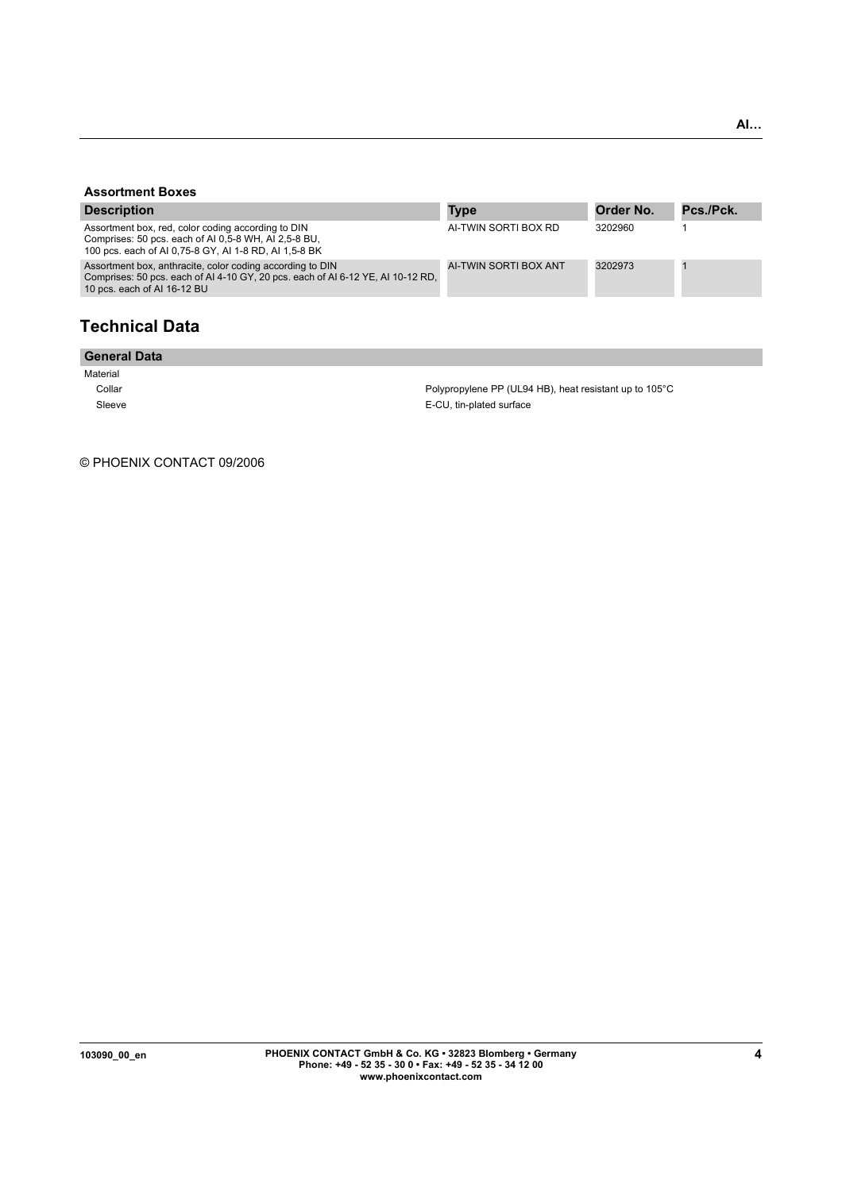### Assortment Boxes

| Description | Type | Order No. | Pcs./Pck. |
|---|---|---|---|
| Assortment box, red, color coding according to DIN Comprises: 50 pcs. each of AI 0,5-8 WH, AI 2,5-8 BU, 100 pcs. each of AI 0,75-8 GY, AI 1-8 RD, AI 1,5-8 BK | AI-TWIN SORTI BOX RD | 3202960 | 1 |
| Assortment box, anthracite, color coding according to DIN Comprises: 50 pcs. each of AI 4-10 GY, 20 pcs. each of AI 6-12 YE, AI 10-12 RD, 10 pcs. each of AI 16-12 BU | AI-TWIN SORTI BOX ANT | 3202973 | 1 |

## Technical Data

### General Data

| | |
|---|---|
| Material | |
| Collar | Polypropylene PP (UL94 HB), heat resistant up to 105°C |
| Sleeve | E-CU, tin-plated surface |

© PHOENIX CONTACT 09/2006

103090_00_en

PHOENIX CONTACT GmbH & Co. KG • 32823 Blomberg • Germany
Phone: +49 - 52 35 - 30 0 • Fax: +49 - 52 35 - 34 12 00
www.phoenixcontact.com